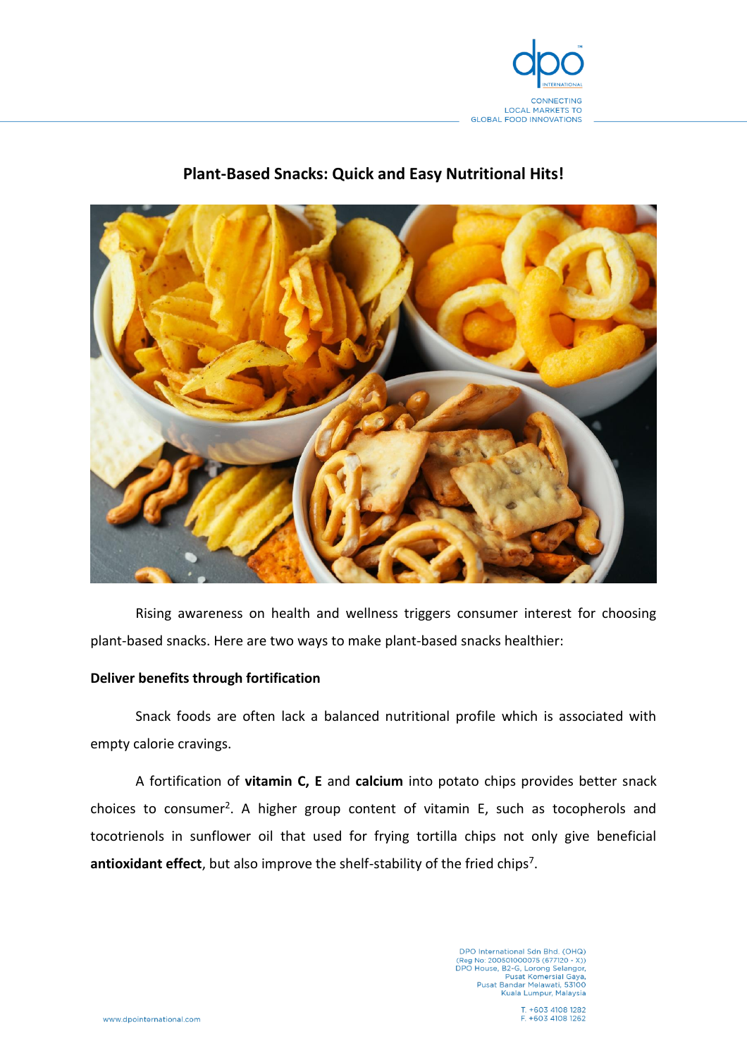# Plant-Based Snacks: Quick and Easy Nutritional Hits!

Rising awareness on health and wellness triggers consumer interest for choosing plant-based snacks. Here are two ways to make plant-based snacks healthier:

**Deliver benefits through fortification**

Snack foods are often lack a balanced nutritional profile which is associated with empty calorie cravings.

A fortification of **vitamin C, E** and **calcium** into potato chips provides better snack choices to consumer[2]. A higher group content of vitamin E, such as tocopherols and tocotrienols in sunflower oil that used for frying tortilla chips not only give beneficial **antioxidant effect**, but also improve the shelf-stability of the fried chips[7].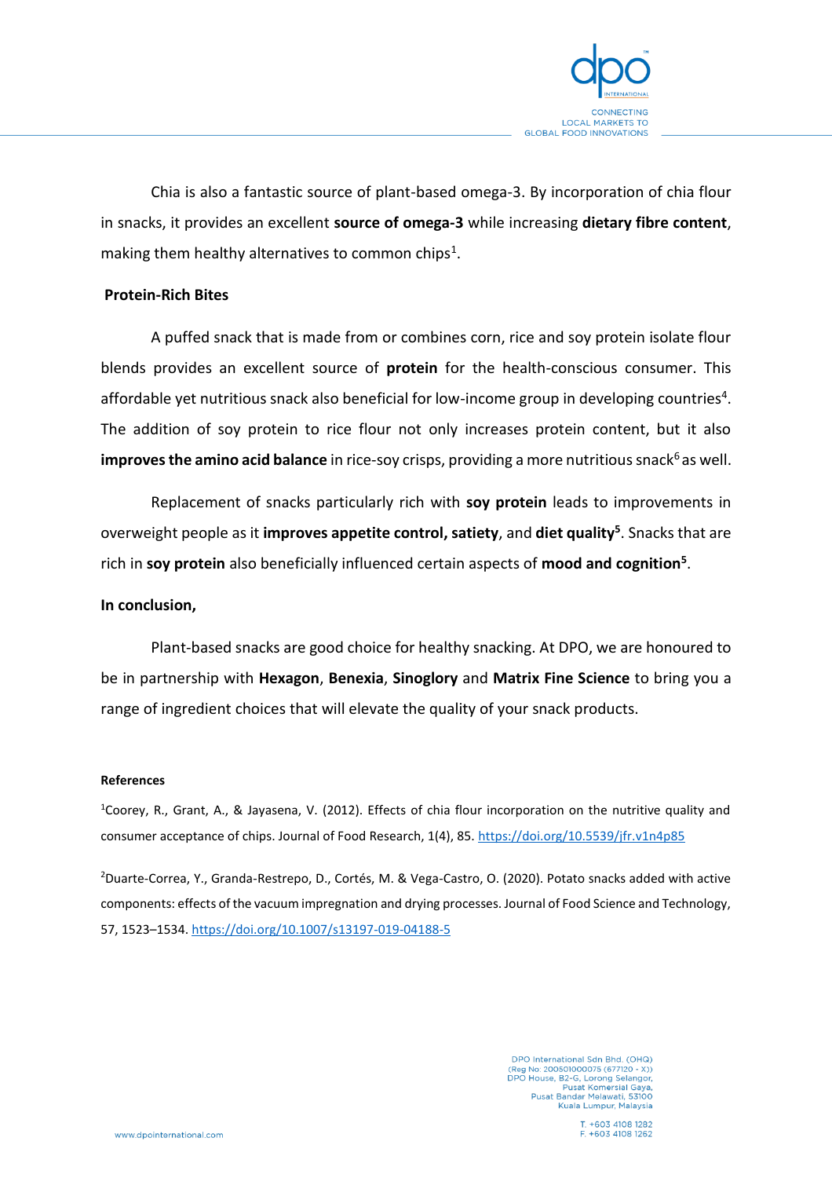Chia is also a fantastic source of plant-based omega-3. By incorporation of chia flour in snacks, it provides an excellent **source of omega-3** while increasing **dietary fibre content**, making them healthy alternatives to common chips[1].

**Protein-Rich Bites**

A puffed snack that is made from or combines corn, rice and soy protein isolate flour blends provides an excellent source of **protein** for the health-conscious consumer. This affordable yet nutritious snack also beneficial for low-income group in developing countries[4]. The addition of soy protein to rice flour not only increases protein content, but it also **improves the amino acid balance** in rice-soy crisps, providing a more nutritious snack[6] as well.

Replacement of snacks particularly rich with **soy protein** leads to improvements in overweight people as it **improves appetite control, satiety**, and **diet quality[5]**. Snacks that are rich in **soy protein** also beneficially influenced certain aspects of **mood and cognition[5]**.

**In conclusion,**

Plant-based snacks are good choice for healthy snacking. At DPO, we are honoured to be in partnership with **Hexagon**, **Benexia**, **Sinoglory** and **Matrix Fine Science** to bring you a range of ingredient choices that will elevate the quality of your snack products.

**References**

[1]Coorey, R., Grant, A., & Jayasena, V. (2012). Effects of chia flour incorporation on the nutritive quality and consumer acceptance of chips. Journal of Food Research, 1(4), 85. https://doi.org/10.5539/jfr.v1n4p85

[2]Duarte-Correa, Y., Granda-Restrepo, D., Cortés, M. & Vega-Castro, O. (2020). Potato snacks added with active components: effects of the vacuum impregnation and drying processes. Journal of Food Science and Technology, 57, 1523–1534. https://doi.org/10.1007/s13197-019-04188-5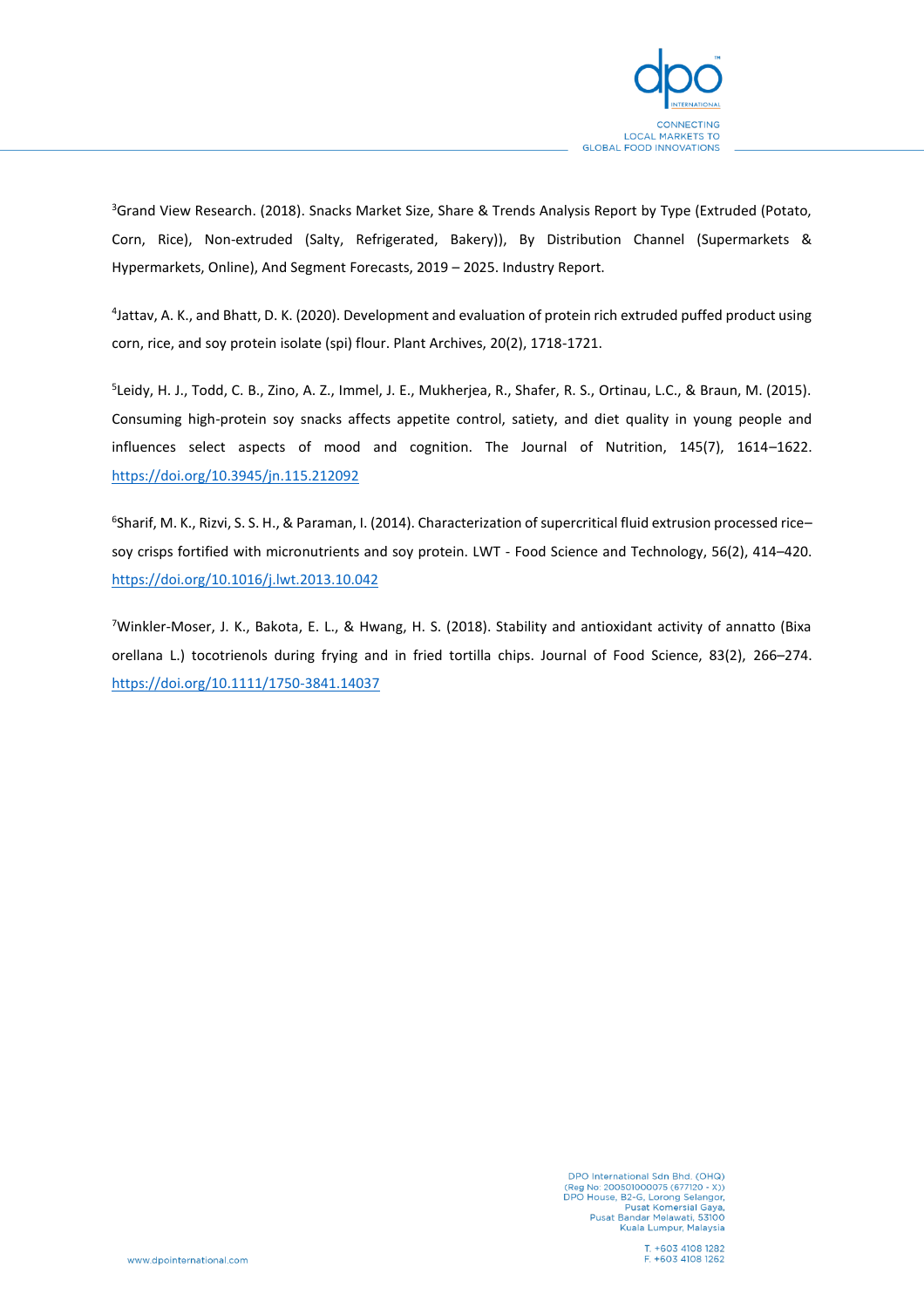[3]Grand View Research. (2018). Snacks Market Size, Share & Trends Analysis Report by Type (Extruded (Potato, Corn, Rice), Non-extruded (Salty, Refrigerated, Bakery)), By Distribution Channel (Supermarkets & Hypermarkets, Online), And Segment Forecasts, 2019 – 2025. Industry Report.

[4]Jattav, A. K., and Bhatt, D. K. (2020). Development and evaluation of protein rich extruded puffed product using corn, rice, and soy protein isolate (spi) flour. Plant Archives, 20(2), 1718-1721.

[5]Leidy, H. J., Todd, C. B., Zino, A. Z., Immel, J. E., Mukherjea, R., Shafer, R. S., Ortinau, L.C., & Braun, M. (2015). Consuming high-protein soy snacks affects appetite control, satiety, and diet quality in young people and influences select aspects of mood and cognition. The Journal of Nutrition, 145(7), 1614–1622. https://doi.org/10.3945/jn.115.212092

[6]Sharif, M. K., Rizvi, S. S. H., & Paraman, I. (2014). Characterization of supercritical fluid extrusion processed rice–soy crisps fortified with micronutrients and soy protein. LWT - Food Science and Technology, 56(2), 414–420. https://doi.org/10.1016/j.lwt.2013.10.042

[7]Winkler-Moser, J. K., Bakota, E. L., & Hwang, H. S. (2018). Stability and antioxidant activity of annatto (Bixa orellana L.) tocotrienols during frying and in fried tortilla chips. Journal of Food Science, 83(2), 266–274. https://doi.org/10.1111/1750-3841.14037